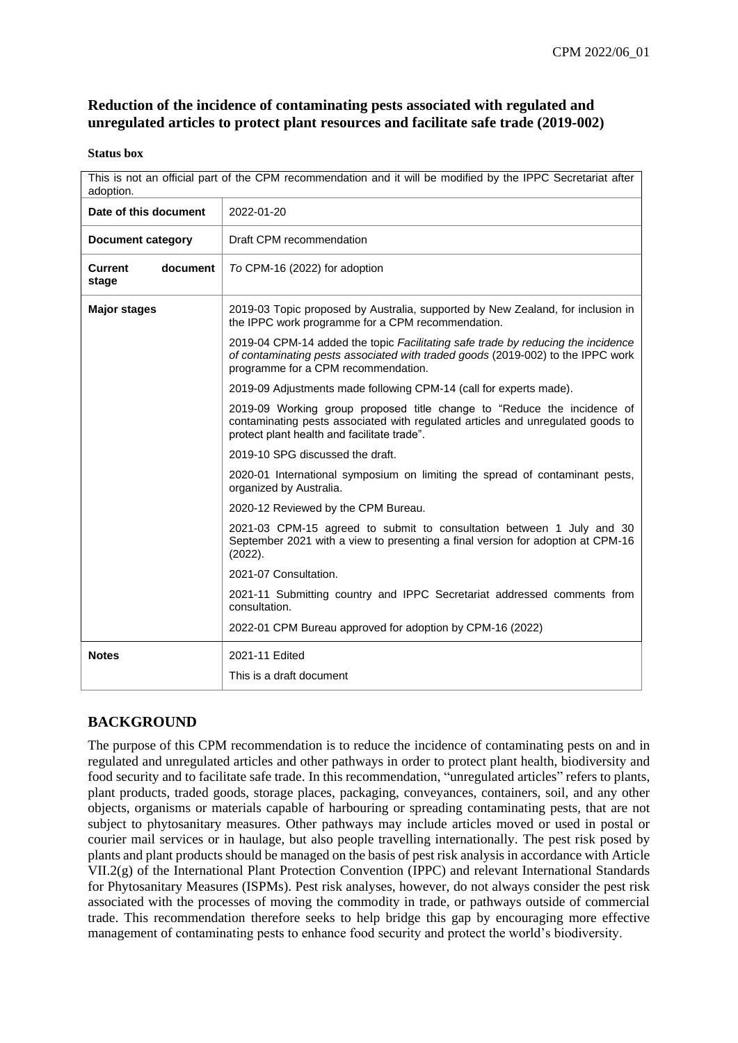# Reduction of the incidence of contaminating pests associated with regulated and unregulated articles to protect plant resources and facilitate safe trade (2019-002)

**Status box**

| This is not an official part of the CPM recommendation and it will be modified by the IPPC Secretariat after adoption. | |
|---|---|
| **Date of this document** | 2022-01-20 |
| **Document category** | Draft CPM recommendation |
| **Current document stage** | *To* CPM-16 (2022) for adoption |
| **Major stages** | 2019-03 Topic proposed by Australia, supported by New Zealand, for inclusion in the IPPC work programme for a CPM recommendation.<br>2019-04 CPM-14 added the topic *Facilitating safe trade by reducing the incidence of contaminating pests associated with traded goods* (2019-002) to the IPPC work programme for a CPM recommendation.<br>2019-09 Adjustments made following CPM-14 (call for experts made).<br>2019-09 Working group proposed title change to "Reduce the incidence of contaminating pests associated with regulated articles and unregulated goods to protect plant health and facilitate trade".<br>2019-10 SPG discussed the draft.<br>2020-01 International symposium on limiting the spread of contaminant pests, organized by Australia.<br>2020-12 Reviewed by the CPM Bureau.<br>2021-03 CPM-15 agreed to submit to consultation between 1 July and 30 September 2021 with a view to presenting a final version for adoption at CPM-16 (2022).<br>2021-07 Consultation.<br>2021-11 Submitting country and IPPC Secretariat addressed comments from consultation.<br>2022-01 CPM Bureau approved for adoption by CPM-16 (2022) |
| **Notes** | 2021-11 Edited<br>This is a draft document |

## BACKGROUND

The purpose of this CPM recommendation is to reduce the incidence of contaminating pests on and in regulated and unregulated articles and other pathways in order to protect plant health, biodiversity and food security and to facilitate safe trade. In this recommendation, "unregulated articles" refers to plants, plant products, traded goods, storage places, packaging, conveyances, containers, soil, and any other objects, organisms or materials capable of harbouring or spreading contaminating pests, that are not subject to phytosanitary measures. Other pathways may include articles moved or used in postal or courier mail services or in haulage, but also people travelling internationally. The pest risk posed by plants and plant products should be managed on the basis of pest risk analysis in accordance with Article VII.2(g) of the International Plant Protection Convention (IPPC) and relevant International Standards for Phytosanitary Measures (ISPMs). Pest risk analyses, however, do not always consider the pest risk associated with the processes of moving the commodity in trade, or pathways outside of commercial trade. This recommendation therefore seeks to help bridge this gap by encouraging more effective management of contaminating pests to enhance food security and protect the world's biodiversity.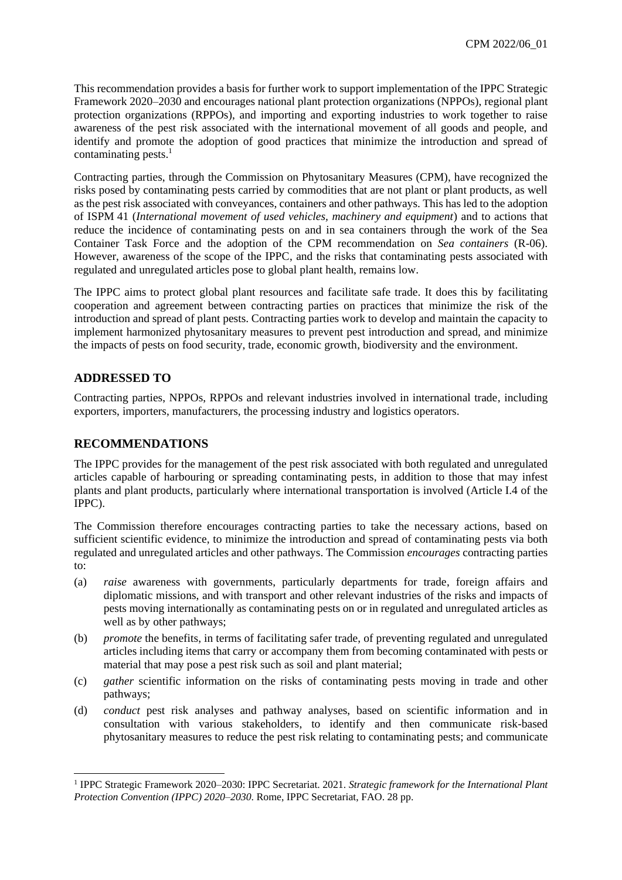This recommendation provides a basis for further work to support implementation of the IPPC Strategic Framework 2020–2030 and encourages national plant protection organizations (NPPOs), regional plant protection organizations (RPPOs), and importing and exporting industries to work together to raise awareness of the pest risk associated with the international movement of all goods and people, and identify and promote the adoption of good practices that minimize the introduction and spread of contaminating pests.[1]

Contracting parties, through the Commission on Phytosanitary Measures (CPM), have recognized the risks posed by contaminating pests carried by commodities that are not plant or plant products, as well as the pest risk associated with conveyances, containers and other pathways. This has led to the adoption of ISPM 41 (*International movement of used vehicles, machinery and equipment*) and to actions that reduce the incidence of contaminating pests on and in sea containers through the work of the Sea Container Task Force and the adoption of the CPM recommendation on *Sea containers* (R-06). However, awareness of the scope of the IPPC, and the risks that contaminating pests associated with regulated and unregulated articles pose to global plant health, remains low.

The IPPC aims to protect global plant resources and facilitate safe trade. It does this by facilitating cooperation and agreement between contracting parties on practices that minimize the risk of the introduction and spread of plant pests. Contracting parties work to develop and maintain the capacity to implement harmonized phytosanitary measures to prevent pest introduction and spread, and minimize the impacts of pests on food security, trade, economic growth, biodiversity and the environment.

## ADDRESSED TO

Contracting parties, NPPOs, RPPOs and relevant industries involved in international trade, including exporters, importers, manufacturers, the processing industry and logistics operators.

## RECOMMENDATIONS

The IPPC provides for the management of the pest risk associated with both regulated and unregulated articles capable of harbouring or spreading contaminating pests, in addition to those that may infest plants and plant products, particularly where international transportation is involved (Article I.4 of the IPPC).

The Commission therefore encourages contracting parties to take the necessary actions, based on sufficient scientific evidence, to minimize the introduction and spread of contaminating pests via both regulated and unregulated articles and other pathways. The Commission *encourages* contracting parties to:

(a) *raise* awareness with governments, particularly departments for trade, foreign affairs and diplomatic missions, and with transport and other relevant industries of the risks and impacts of pests moving internationally as contaminating pests on or in regulated and unregulated articles as well as by other pathways;

(b) *promote* the benefits, in terms of facilitating safer trade, of preventing regulated and unregulated articles including items that carry or accompany them from becoming contaminated with pests or material that may pose a pest risk such as soil and plant material;

(c) *gather* scientific information on the risks of contaminating pests moving in trade and other pathways;

(d) *conduct* pest risk analyses and pathway analyses, based on scientific information and in consultation with various stakeholders, to identify and then communicate risk-based phytosanitary measures to reduce the pest risk relating to contaminating pests; and communicate

[1] IPPC Strategic Framework 2020–2030: IPPC Secretariat. 2021. *Strategic framework for the International Plant Protection Convention (IPPC) 2020–2030*. Rome, IPPC Secretariat, FAO. 28 pp.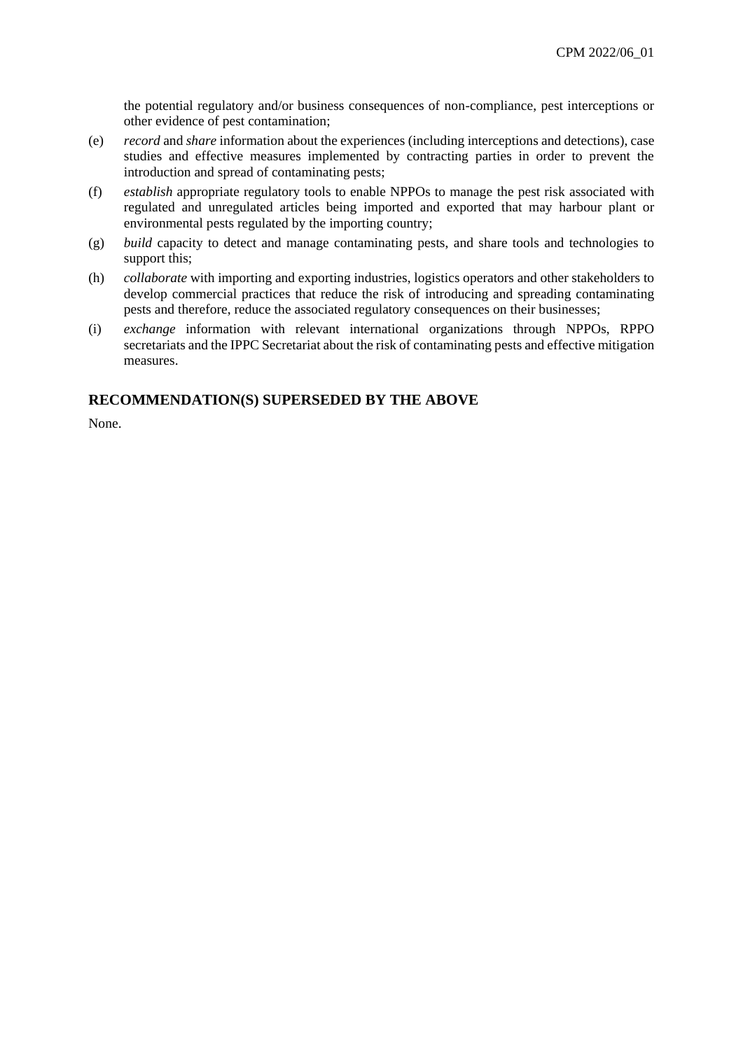the potential regulatory and/or business consequences of non-compliance, pest interceptions or other evidence of pest contamination;

(e) *record* and *share* information about the experiences (including interceptions and detections), case studies and effective measures implemented by contracting parties in order to prevent the introduction and spread of contaminating pests;

(f) *establish* appropriate regulatory tools to enable NPPOs to manage the pest risk associated with regulated and unregulated articles being imported and exported that may harbour plant or environmental pests regulated by the importing country;

(g) *build* capacity to detect and manage contaminating pests, and share tools and technologies to support this;

(h) *collaborate* with importing and exporting industries, logistics operators and other stakeholders to develop commercial practices that reduce the risk of introducing and spreading contaminating pests and therefore, reduce the associated regulatory consequences on their businesses;

(i) *exchange* information with relevant international organizations through NPPOs, RPPO secretariats and the IPPC Secretariat about the risk of contaminating pests and effective mitigation measures.

## RECOMMENDATION(S) SUPERSEDED BY THE ABOVE

None.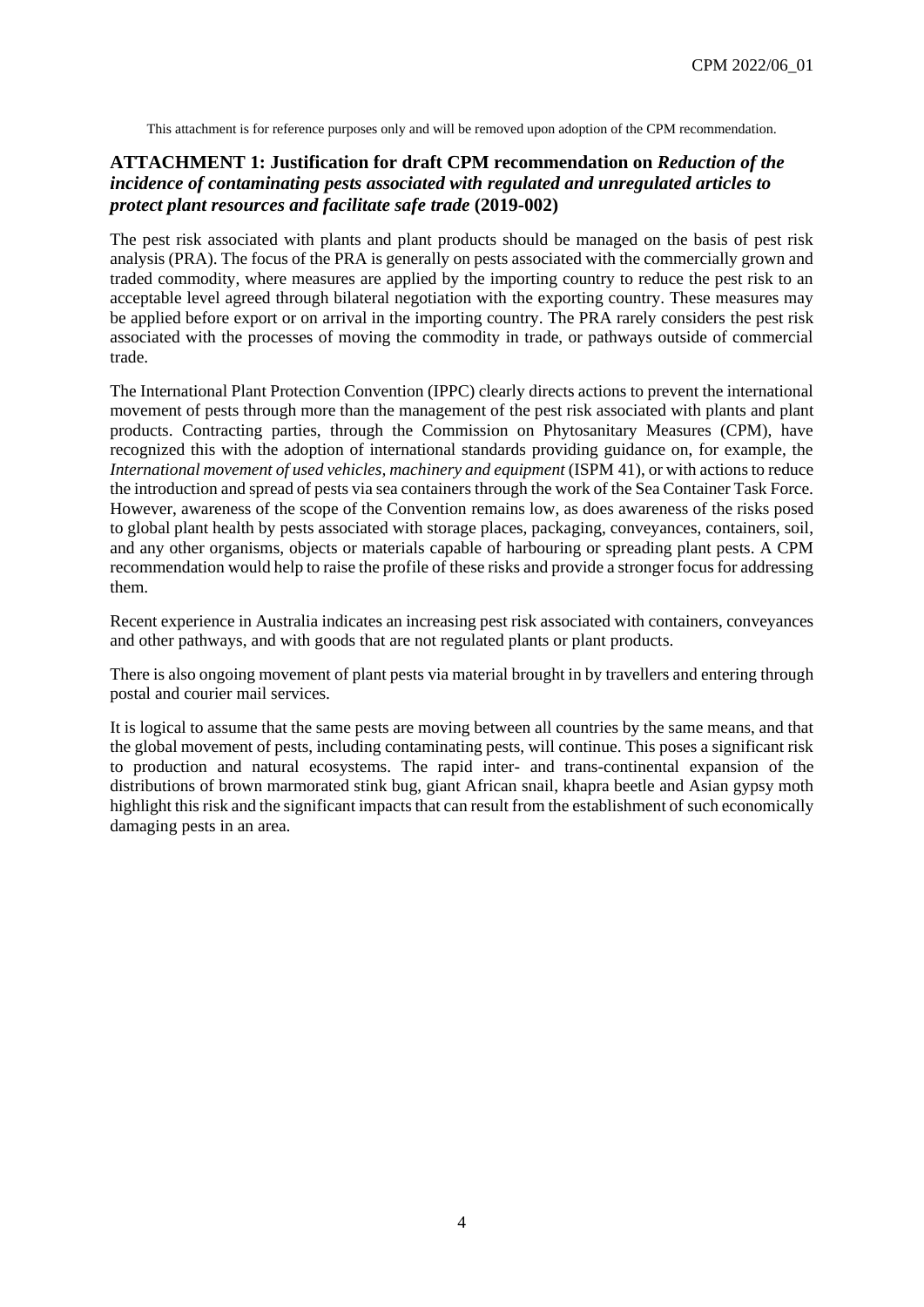This attachment is for reference purposes only and will be removed upon adoption of the CPM recommendation.

## ATTACHMENT 1: Justification for draft CPM recommendation on *Reduction of the incidence of contaminating pests associated with regulated and unregulated articles to protect plant resources and facilitate safe trade* (2019-002)

The pest risk associated with plants and plant products should be managed on the basis of pest risk analysis (PRA). The focus of the PRA is generally on pests associated with the commercially grown and traded commodity, where measures are applied by the importing country to reduce the pest risk to an acceptable level agreed through bilateral negotiation with the exporting country. These measures may be applied before export or on arrival in the importing country. The PRA rarely considers the pest risk associated with the processes of moving the commodity in trade, or pathways outside of commercial trade.

The International Plant Protection Convention (IPPC) clearly directs actions to prevent the international movement of pests through more than the management of the pest risk associated with plants and plant products. Contracting parties, through the Commission on Phytosanitary Measures (CPM), have recognized this with the adoption of international standards providing guidance on, for example, the *International movement of used vehicles, machinery and equipment* (ISPM 41), or with actions to reduce the introduction and spread of pests via sea containers through the work of the Sea Container Task Force. However, awareness of the scope of the Convention remains low, as does awareness of the risks posed to global plant health by pests associated with storage places, packaging, conveyances, containers, soil, and any other organisms, objects or materials capable of harbouring or spreading plant pests. A CPM recommendation would help to raise the profile of these risks and provide a stronger focus for addressing them.

Recent experience in Australia indicates an increasing pest risk associated with containers, conveyances and other pathways, and with goods that are not regulated plants or plant products.

There is also ongoing movement of plant pests via material brought in by travellers and entering through postal and courier mail services.

It is logical to assume that the same pests are moving between all countries by the same means, and that the global movement of pests, including contaminating pests, will continue. This poses a significant risk to production and natural ecosystems. The rapid inter- and trans-continental expansion of the distributions of brown marmorated stink bug, giant African snail, khapra beetle and Asian gypsy moth highlight this risk and the significant impacts that can result from the establishment of such economically damaging pests in an area.